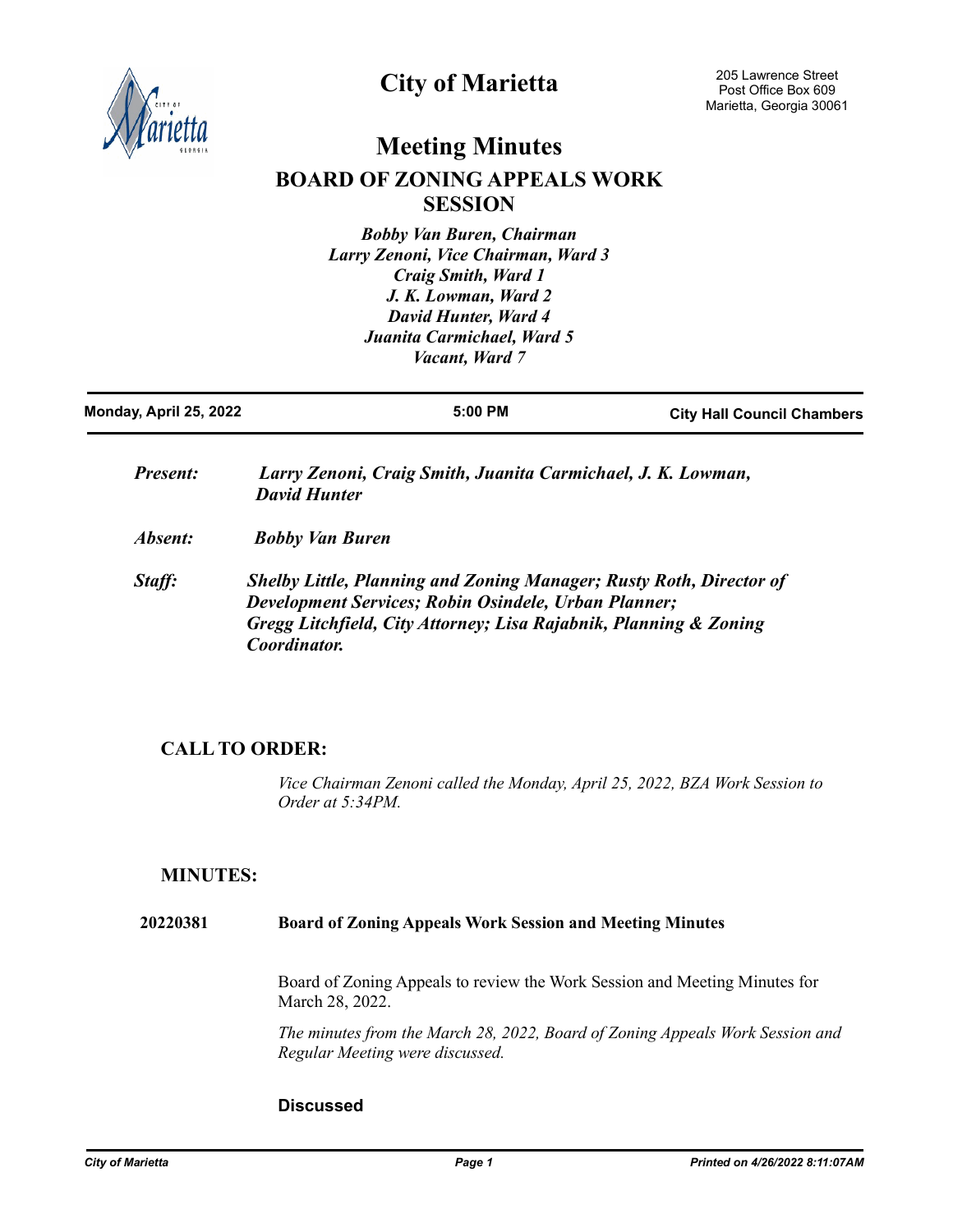# City of Marietta

205 Lawrence Street
Post Office Box 609
Marietta, Georgia 30061

## Meeting Minutes

## BOARD OF ZONING APPEALS WORK SESSION

*Bobby Van Buren, Chairman*
*Larry Zenoni, Vice Chairman, Ward 3*
*Craig Smith, Ward 1*
*J. K. Lowman, Ward 2*
*David Hunter, Ward 4*
*Juanita Carmichael, Ward 5*
*Vacant, Ward 7*

**Monday, April 25, 2022** | **5:00 PM** | **City Hall Council Chambers**

***Present:*** ***Larry Zenoni, Craig Smith, Juanita Carmichael, J. K. Lowman, David Hunter***

***Absent:*** ***Bobby Van Buren***

***Staff:*** ***Shelby Little, Planning and Zoning Manager; Rusty Roth, Director of Development Services; Robin Osindele, Urban Planner; Gregg Litchfield, City Attorney; Lisa Rajabnik, Planning & Zoning Coordinator.***

### CALL TO ORDER:

*Vice Chairman Zenoni called the Monday, April 25, 2022, BZA Work Session to Order at 5:34PM.*

### MINUTES:

**20220381** **Board of Zoning Appeals Work Session and Meeting Minutes**

Board of Zoning Appeals to review the Work Session and Meeting Minutes for March 28, 2022.

*The minutes from the March 28, 2022, Board of Zoning Appeals Work Session and Regular Meeting were discussed.*

**Discussed**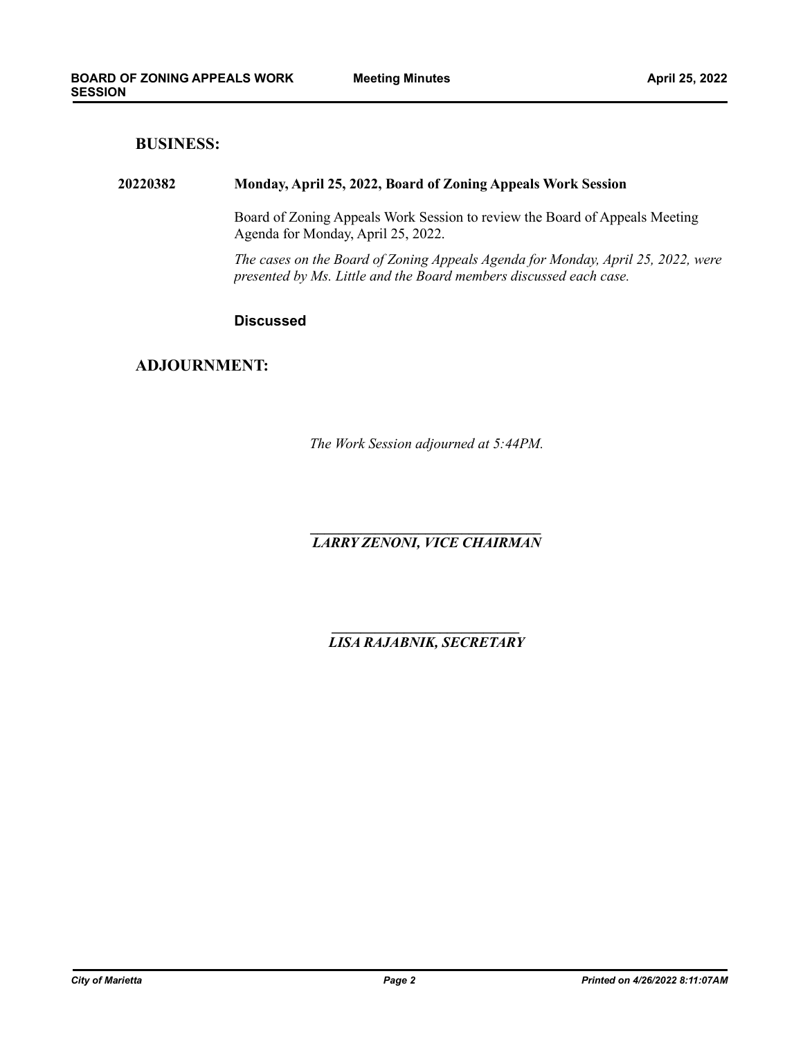## BUSINESS:

**20220382** **Monday, April 25, 2022, Board of Zoning Appeals Work Session**

Board of Zoning Appeals Work Session to review the Board of Appeals Meeting Agenda for Monday, April 25, 2022.

*The cases on the Board of Zoning Appeals Agenda for Monday, April 25, 2022, were presented by Ms. Little and the Board members discussed each case.*

**Discussed**

## ADJOURNMENT:

*The Work Session adjourned at 5:44PM.*

______________________________
***LARRY ZENONI, VICE CHAIRMAN***

______________________________
***LISA RAJABNIK, SECRETARY***